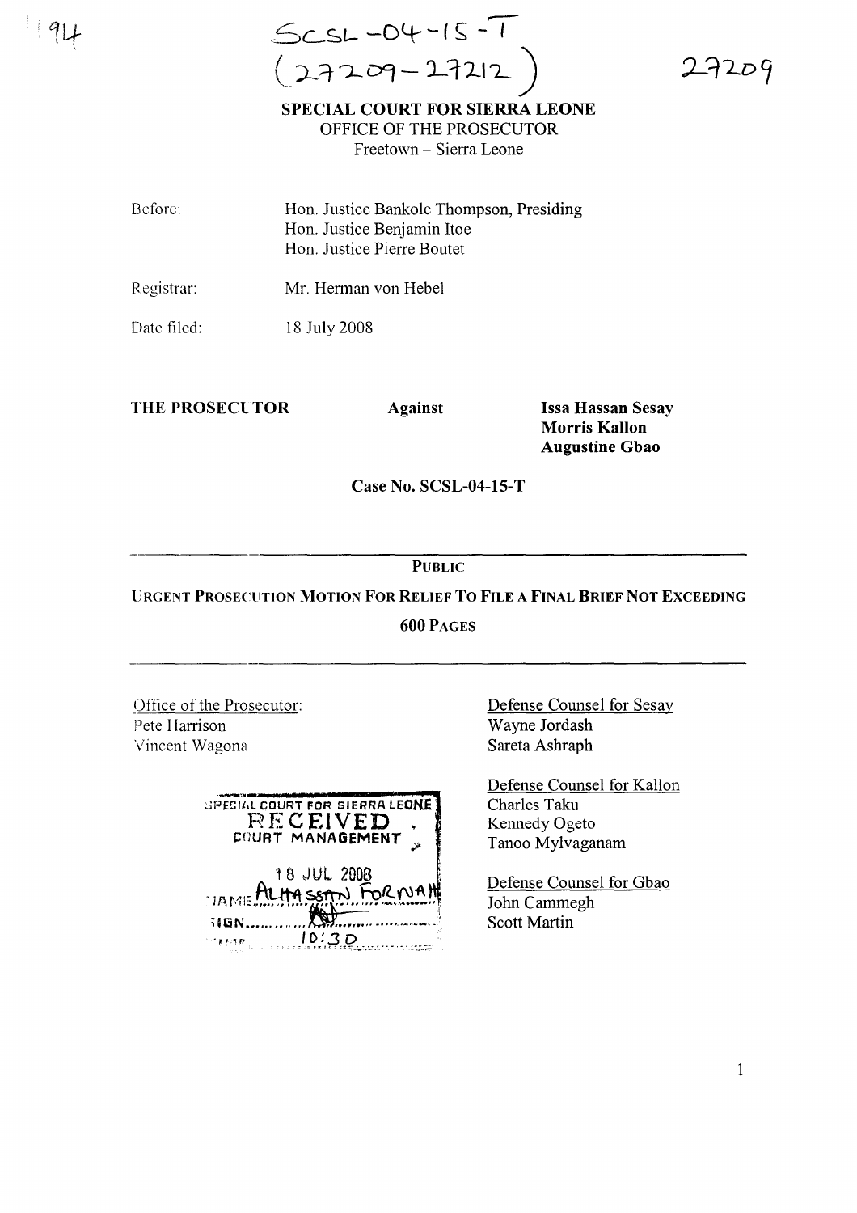SCSL-04-15-T
(27209-27212)

27209

**SPECIAL COURT FOR SIERRA LEONE**
OFFICE OF THE PROSECUTOR
Freetown – Sierra Leone

| | |
|---|---|
| Before: | Hon. Justice Bankole Thompson, Presiding<br>Hon. Justice Benjamin Itoe<br>Hon. Justice Pierre Boutet |
| Registrar: | Mr. Herman von Hebel |
| Date filed: | 18 July 2008 |

**THE PROSECUTOR** **Against** **Issa Hassan Sesay**
**Morris Kallon**
**Augustine Gbao**

**Case No. SCSL-04-15-T**

---

**PUBLIC**

**URGENT PROSECUTION MOTION FOR RELIEF TO FILE A FINAL BRIEF NOT EXCEEDING 600 PAGES**

---

Office of the Prosecutor:
Pete Harrison
Vincent Wagona

SPECIAL COURT FOR SIERRA LEONE
RECEIVED
COURT MANAGEMENT
18 JUL 2008
NAME ALHASSAN FORNAH
SIGN
TIME 10:30

Defense Counsel for Sesay
Wayne Jordash
Sareta Ashraph

Defense Counsel for Kallon
Charles Taku
Kennedy Ogeto
Tanoo Mylvaganam

Defense Counsel for Gbao
John Cammegh
Scott Martin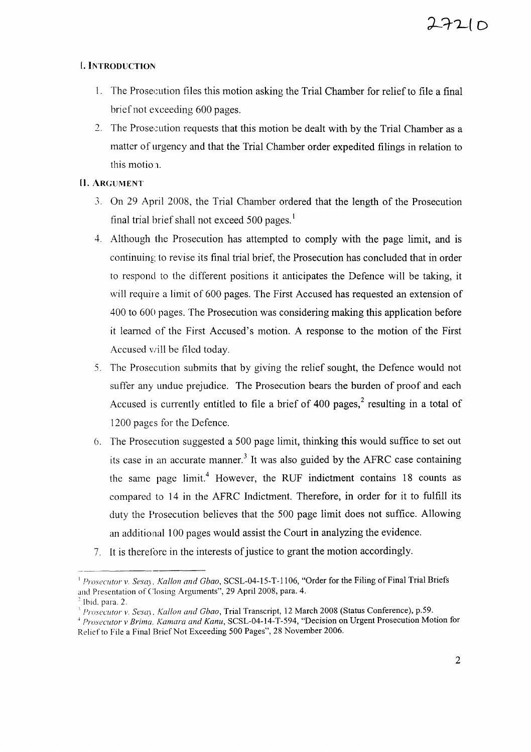## I. INTRODUCTION

1. The Prosecution files this motion asking the Trial Chamber for relief to file a final brief not exceeding 600 pages.
2. The Prosecution requests that this motion be dealt with by the Trial Chamber as a matter of urgency and that the Trial Chamber order expedited filings in relation to this motion.

## II. ARGUMENT

3. On 29 April 2008, the Trial Chamber ordered that the length of the Prosecution final trial brief shall not exceed 500 pages.[1]
4. Although the Prosecution has attempted to comply with the page limit, and is continuing to revise its final trial brief, the Prosecution has concluded that in order to respond to the different positions it anticipates the Defence will be taking, it will require a limit of 600 pages. The First Accused has requested an extension of 400 to 600 pages. The Prosecution was considering making this application before it learned of the First Accused's motion. A response to the motion of the First Accused will be filed today.
5. The Prosecution submits that by giving the relief sought, the Defence would not suffer any undue prejudice. The Prosecution bears the burden of proof and each Accused is currently entitled to file a brief of 400 pages,[2] resulting in a total of 1200 pages for the Defence.
6. The Prosecution suggested a 500 page limit, thinking this would suffice to set out its case in an accurate manner.[3] It was also guided by the AFRC case containing the same page limit.[4] However, the RUF indictment contains 18 counts as compared to 14 in the AFRC Indictment. Therefore, in order for it to fulfill its duty the Prosecution believes that the 500 page limit does not suffice. Allowing an additional 100 pages would assist the Court in analyzing the evidence.
7. It is therefore in the interests of justice to grant the motion accordingly.

---

[1] *Prosecutor v. Sesay, Kallon and Gbao*, SCSL-04-15-T-1106, "Order for the Filing of Final Trial Briefs and Presentation of Closing Arguments", 29 April 2008, para. 4.

[2] Ibid, para. 2.

[3] *Prosecutor v. Sesay, Kallon and Gbao*, Trial Transcript, 12 March 2008 (Status Conference), p.59.

[4] *Prosecutor v Brima, Kamara and Kanu*, SCSL-04-14-T-594, "Decision on Urgent Prosecution Motion for Relief to File a Final Brief Not Exceeding 500 Pages", 28 November 2006.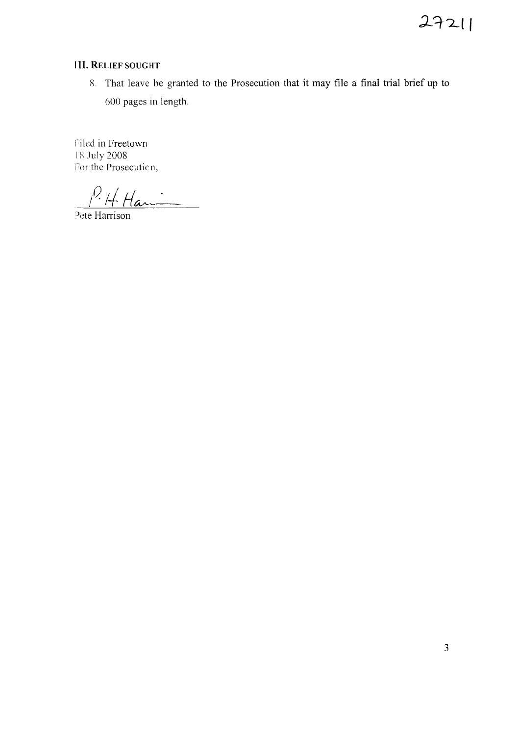## III. RELIEF SOUGHT

8. That leave be granted to the Prosecution that it may file a final trial brief up to 600 pages in length.

Filed in Freetown
18 July 2008
For the Prosecution,

P. H. Harrison

Pete Harrison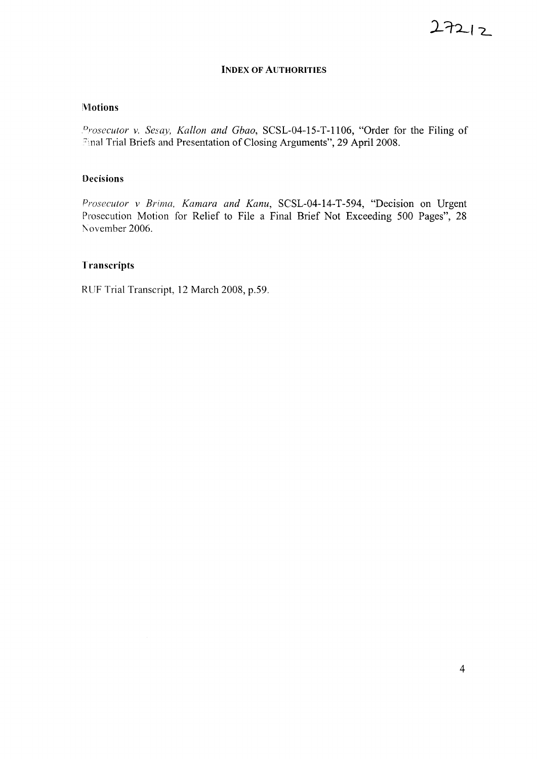# INDEX OF AUTHORITIES

## Motions

*Prosecutor v. Sesay, Kallon and Gbao*, SCSL-04-15-T-1106, "Order for the Filing of Final Trial Briefs and Presentation of Closing Arguments", 29 April 2008.

## Decisions

*Prosecutor v Brima, Kamara and Kanu*, SCSL-04-14-T-594, "Decision on Urgent Prosecution Motion for Relief to File a Final Brief Not Exceeding 500 Pages", 28 November 2006.

## Transcripts

RUF Trial Transcript, 12 March 2008, p.59.